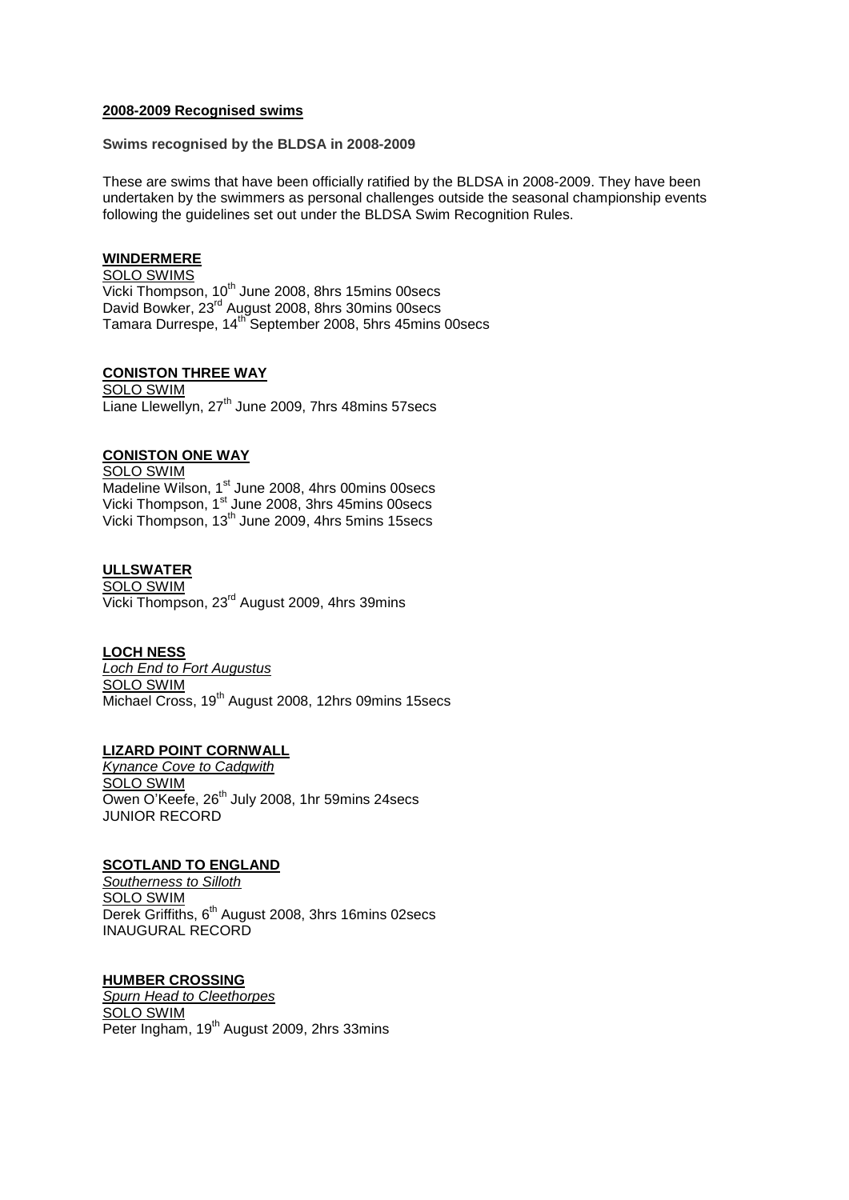## 2008-2009 Recognised swims

**Swims recognised by the BLDSA in 2008-2009**

These are swims that have been officially ratified by the BLDSA in 2008-2009. They have been undertaken by the swimmers as personal challenges outside the seasonal championship events following the guidelines set out under the BLDSA Swim Recognition Rules.

### WINDERMERE

SOLO SWIMS

Vicki Thompson, 10th June 2008, 8hrs 15mins 00secs
David Bowker, 23rd August 2008, 8hrs 30mins 00secs
Tamara Durrespe, 14th September 2008, 5hrs 45mins 00secs

### CONISTON THREE WAY

SOLO SWIM

Liane Llewellyn, 27th June 2009, 7hrs 48mins 57secs

### CONISTON ONE WAY

SOLO SWIM

Madeline Wilson, 1st June 2008, 4hrs 00mins 00secs
Vicki Thompson, 1st June 2008, 3hrs 45mins 00secs
Vicki Thompson, 13th June 2009, 4hrs 5mins 15secs

### ULLSWATER

SOLO SWIM

Vicki Thompson, 23rd August 2009, 4hrs 39mins

### LOCH NESS

*Loch End to Fort Augustus*

SOLO SWIM

Michael Cross, 19th August 2008, 12hrs 09mins 15secs

### LIZARD POINT CORNWALL

*Kynance Cove to Cadgwith*

SOLO SWIM

Owen O'Keefe, 26th July 2008, 1hr 59mins 24secs
JUNIOR RECORD

### SCOTLAND TO ENGLAND

*Southerness to Silloth*

SOLO SWIM

Derek Griffiths, 6th August 2008, 3hrs 16mins 02secs
INAUGURAL RECORD

### HUMBER CROSSING

*Spurn Head to Cleethorpes*

SOLO SWIM

Peter Ingham, 19th August 2009, 2hrs 33mins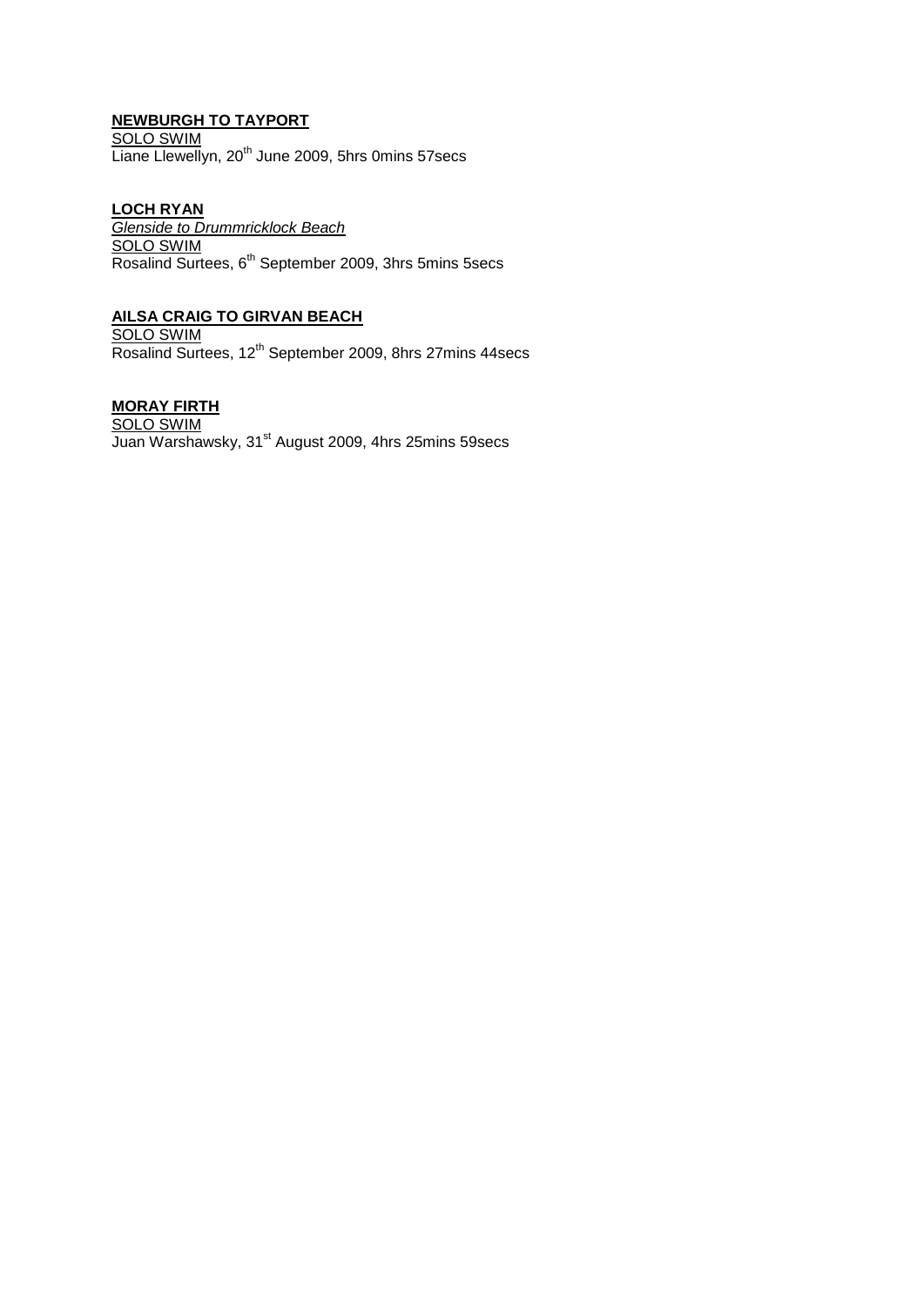**NEWBURGH TO TAYPORT**

SOLO SWIM

Liane Llewellyn, 20th June 2009, 5hrs 0mins 57secs

**LOCH RYAN**

*Glenside to Drummricklock Beach*

SOLO SWIM

Rosalind Surtees, 6th September 2009, 3hrs 5mins 5secs

**AILSA CRAIG TO GIRVAN BEACH**

SOLO SWIM

Rosalind Surtees, 12th September 2009, 8hrs 27mins 44secs

**MORAY FIRTH**

SOLO SWIM

Juan Warshawsky, 31st August 2009, 4hrs 25mins 59secs